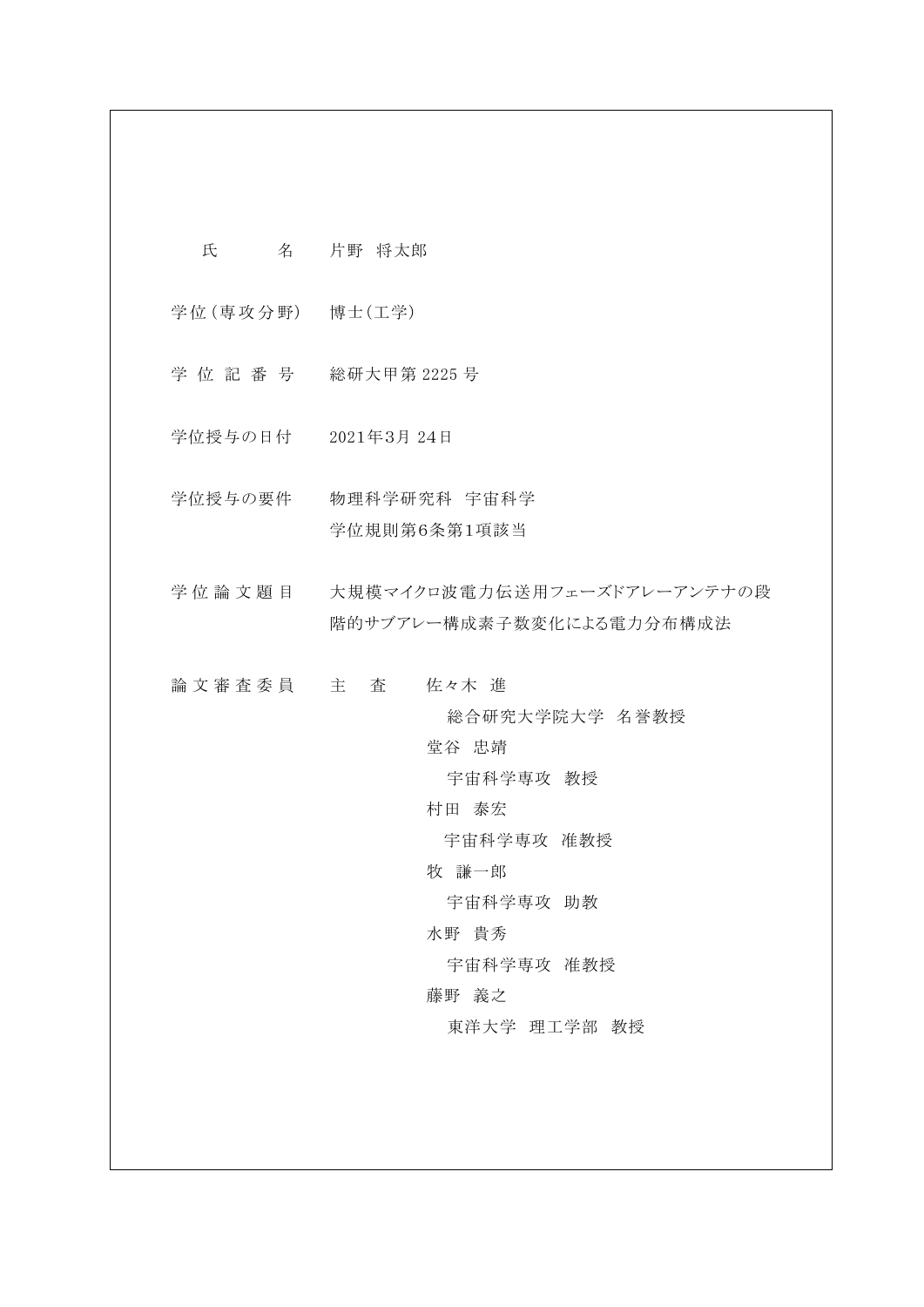| | |
|---|---|
| 氏　　　名 | 片野　将太郎 |
| 学位（専攻分野） | 博士（工学） |
| 学 位 記 番 号 | 総研大甲第 2225 号 |
| 学位授与の日付 | 2021年3月 24日 |
| 学位授与の要件 | 物理科学研究科　宇宙科学<br>学位規則第6条第1項該当 |
| 学 位 論 文 題 目 | 大規模マイクロ波電力伝送用フェーズドアレーアンテナの段階的サブアレー構成素子数変化による電力分布構成法 |
| 論 文 審 査 委 員 | 主　査　　佐々木　進<br>　　　　　　総合研究大学院大学　名誉教授<br>　　　　　堂谷　忠靖<br>　　　　　　宇宙科学専攻　教授<br>　　　　　村田　泰宏<br>　　　　　　宇宙科学専攻　准教授<br>　　　　　牧　謙一郎<br>　　　　　　宇宙科学専攻　助教<br>　　　　　水野　貴秀<br>　　　　　　宇宙科学専攻　准教授<br>　　　　　藤野　義之<br>　　　　　　東洋大学　理工学部　教授 |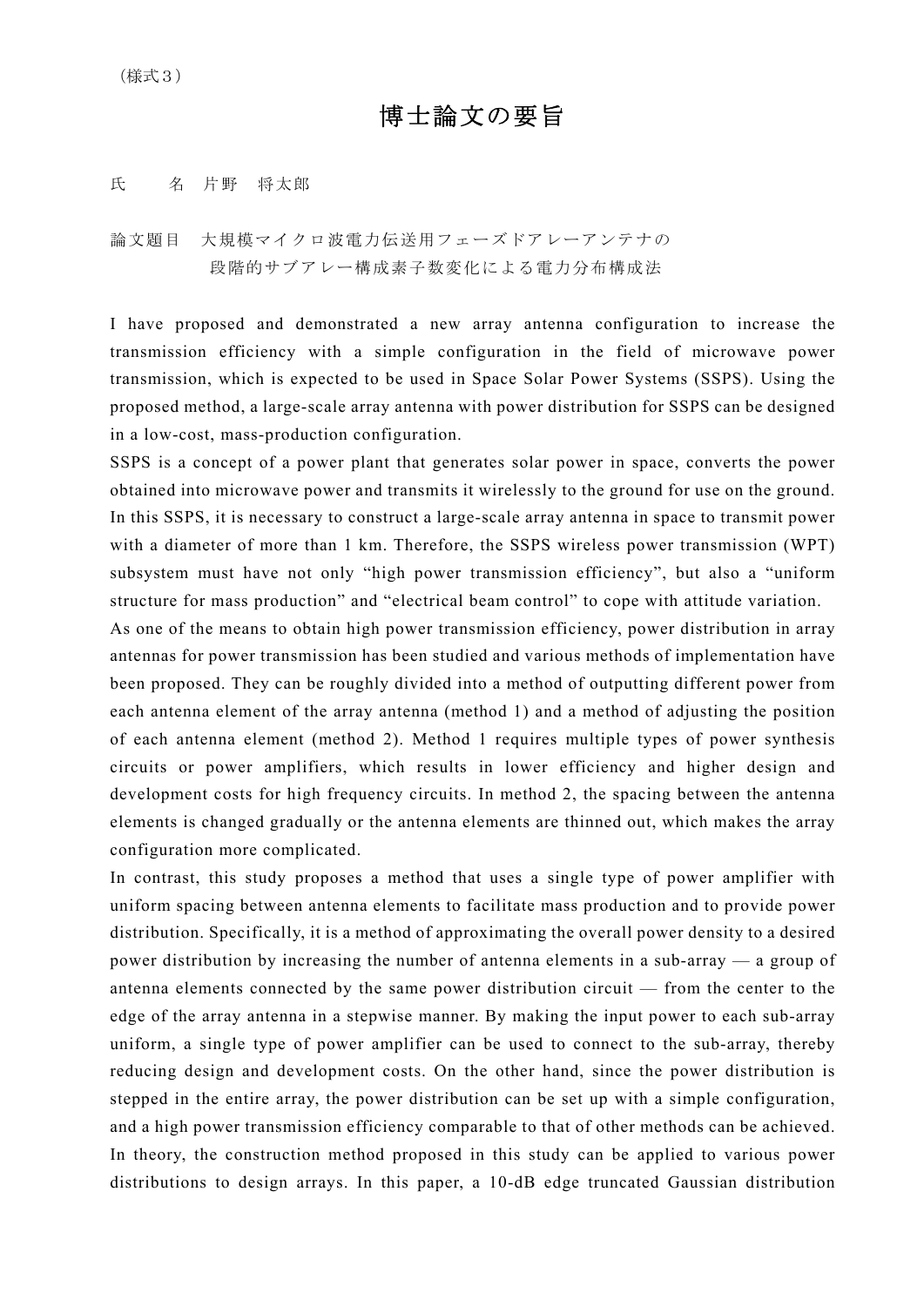（様式３）

# 博士論文の要旨

氏　　名　片野　将太郎

論文題目　大規模マイクロ波電力伝送用フェーズドアレーアンテナの
　　　　　段階的サブアレー構成素子数変化による電力分布構成法

I have proposed and demonstrated a new array antenna configuration to increase the transmission efficiency with a simple configuration in the field of microwave power transmission, which is expected to be used in Space Solar Power Systems (SSPS). Using the proposed method, a large-scale array antenna with power distribution for SSPS can be designed in a low-cost, mass-production configuration.

SSPS is a concept of a power plant that generates solar power in space, converts the power obtained into microwave power and transmits it wirelessly to the ground for use on the ground. In this SSPS, it is necessary to construct a large-scale array antenna in space to transmit power with a diameter of more than 1 km. Therefore, the SSPS wireless power transmission (WPT) subsystem must have not only "high power transmission efficiency", but also a "uniform structure for mass production" and "electrical beam control" to cope with attitude variation.

As one of the means to obtain high power transmission efficiency, power distribution in array antennas for power transmission has been studied and various methods of implementation have been proposed. They can be roughly divided into a method of outputting different power from each antenna element of the array antenna (method 1) and a method of adjusting the position of each antenna element (method 2). Method 1 requires multiple types of power synthesis circuits or power amplifiers, which results in lower efficiency and higher design and development costs for high frequency circuits. In method 2, the spacing between the antenna elements is changed gradually or the antenna elements are thinned out, which makes the array configuration more complicated.

In contrast, this study proposes a method that uses a single type of power amplifier with uniform spacing between antenna elements to facilitate mass production and to provide power distribution. Specifically, it is a method of approximating the overall power density to a desired power distribution by increasing the number of antenna elements in a sub-array — a group of antenna elements connected by the same power distribution circuit — from the center to the edge of the array antenna in a stepwise manner. By making the input power to each sub-array uniform, a single type of power amplifier can be used to connect to the sub-array, thereby reducing design and development costs. On the other hand, since the power distribution is stepped in the entire array, the power distribution can be set up with a simple configuration, and a high power transmission efficiency comparable to that of other methods can be achieved.

In theory, the construction method proposed in this study can be applied to various power distributions to design arrays. In this paper, a 10-dB edge truncated Gaussian distribution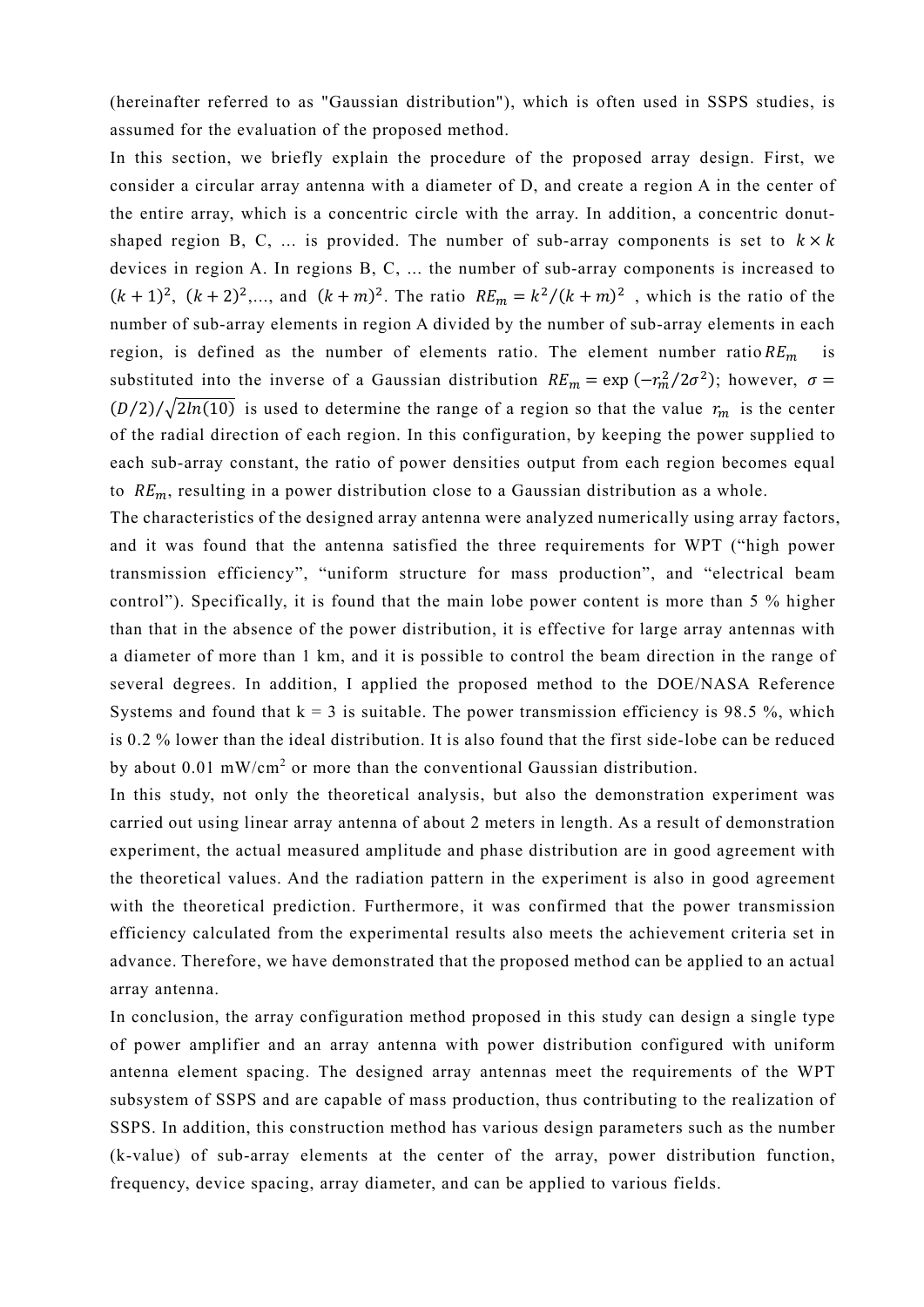(hereinafter referred to as "Gaussian distribution"), which is often used in SSPS studies, is assumed for the evaluation of the proposed method.

In this section, we briefly explain the procedure of the proposed array design. First, we consider a circular array antenna with a diameter of D, and create a region A in the center of the entire array, which is a concentric circle with the array. In addition, a concentric donut-shaped region B, C, ... is provided. The number of sub-array components is set to $k \times k$ devices in region A. In regions B, C, ... the number of sub-array components is increased to $(k+1)^2$, $(k+2)^2$,..., and $(k+m)^2$. The ratio $RE_m = k^2/(k+m)^2$, which is the ratio of the number of sub-array elements in region A divided by the number of sub-array elements in each region, is defined as the number of elements ratio. The element number ratio $RE_m$ is substituted into the inverse of a Gaussian distribution $RE_m = \exp(-r_m^2/2\sigma^2)$; however, $\sigma = (D/2)/\sqrt{2ln(10)}$ is used to determine the range of a region so that the value $r_m$ is the center of the radial direction of each region. In this configuration, by keeping the power supplied to each sub-array constant, the ratio of power densities output from each region becomes equal to $RE_m$, resulting in a power distribution close to a Gaussian distribution as a whole.

The characteristics of the designed array antenna were analyzed numerically using array factors, and it was found that the antenna satisfied the three requirements for WPT ("high power transmission efficiency", "uniform structure for mass production", and "electrical beam control"). Specifically, it is found that the main lobe power content is more than 5 % higher than that in the absence of the power distribution, it is effective for large array antennas with a diameter of more than 1 km, and it is possible to control the beam direction in the range of several degrees. In addition, I applied the proposed method to the DOE/NASA Reference Systems and found that k = 3 is suitable. The power transmission efficiency is 98.5 %, which is 0.2 % lower than the ideal distribution. It is also found that the first side-lobe can be reduced by about 0.01 mW/cm$^2$ or more than the conventional Gaussian distribution.

In this study, not only the theoretical analysis, but also the demonstration experiment was carried out using linear array antenna of about 2 meters in length. As a result of demonstration experiment, the actual measured amplitude and phase distribution are in good agreement with the theoretical values. And the radiation pattern in the experiment is also in good agreement with the theoretical prediction. Furthermore, it was confirmed that the power transmission efficiency calculated from the experimental results also meets the achievement criteria set in advance. Therefore, we have demonstrated that the proposed method can be applied to an actual array antenna.

In conclusion, the array configuration method proposed in this study can design a single type of power amplifier and an array antenna with power distribution configured with uniform antenna element spacing. The designed array antennas meet the requirements of the WPT subsystem of SSPS and are capable of mass production, thus contributing to the realization of SSPS. In addition, this construction method has various design parameters such as the number (k-value) of sub-array elements at the center of the array, power distribution function, frequency, device spacing, array diameter, and can be applied to various fields.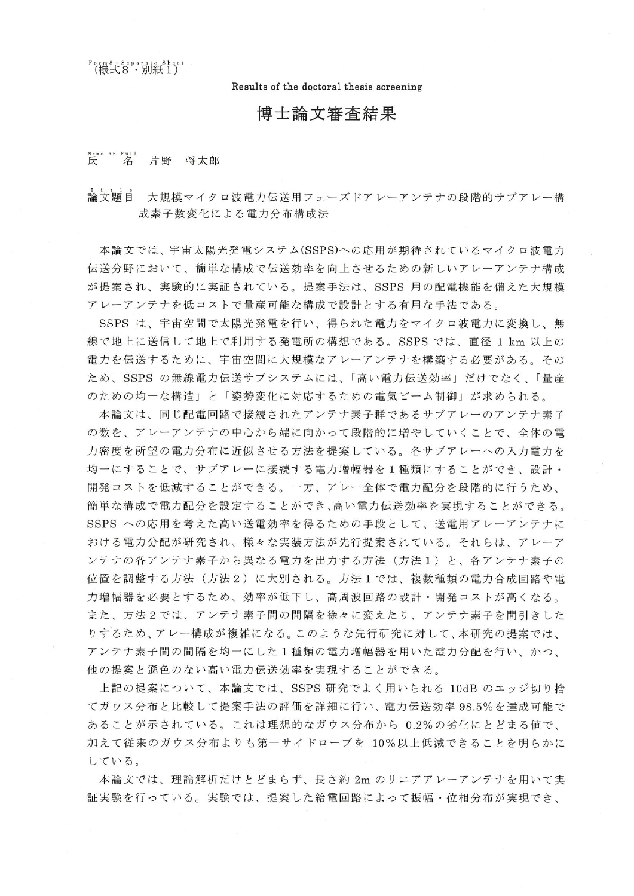Form8・Separate Sheet
（様式８・別紙１）

Results of the doctoral thesis screening

# 博士論文審査結果

Name in Full
氏　名　片野　将太郎

Title
論文題目　大規模マイクロ波電力伝送用フェーズドアレーアンテナの段階的サブアレー構成素子数変化による電力分布構成法

本論文では、宇宙太陽光発電システム(SSPS)への応用が期待されているマイクロ波電力伝送分野において、簡単な構成で伝送効率を向上させるための新しいアレーアンテナ構成が提案され、実験的に実証されている。提案手法は、SSPS 用の配電機能を備えた大規模アレーアンテナを低コストで量産可能な構成で設計とする有用な手法である。

SSPS は、宇宙空間で太陽光発電を行い、得られた電力をマイクロ波電力に変換し、無線で地上に送信して地上で利用する発電所の構想である。SSPS では、直径 1 km 以上の電力を伝送するために、宇宙空間に大規模なアレーアンテナを構築する必要がある。そのため、SSPS の無線電力伝送サブシステムには、「高い電力伝送効率」だけでなく、「量産のための均一な構造」と「姿勢変化に対応するための電気ビーム制御」が求められる。

本論文は、同じ配電回路で接続されたアンテナ素子群であるサブアレーのアンテナ素子の数を、アレーアンテナの中心から端に向かって段階的に増やしていくことで、全体の電力密度を所望の電力分布に近似させる方法を提案している。各サブアレーへの入力電力を均一にすることで、サブアレーに接続する電力増幅器を１種類にすることができ、設計・開発コストを低減することができる。一方、アレー全体で電力配分を段階的に行うため、簡単な構成で電力配分を設定することができ、高い電力伝送効率を実現することができる。SSPS への応用を考えた高い送電効率を得るための手段として、送電用アレーアンテナにおける電力分配が研究され、様々な実装方法が先行提案されている。それらは、アレーアンテナの各アンテナ素子から異なる電力を出力する方法（方法１）と、各アンテナ素子の位置を調整する方法（方法２）に大別される。方法１では、複数種類の電力合成回路や電力増幅器を必要とするため、効率が低下し、高周波回路の設計・開発コストが高くなる。また、方法２では、アンテナ素子間の間隔を徐々に変えたり、アンテナ素子を間引きしたりするため、アレー構成が複雑になる。このような先行研究に対して、本研究の提案では、アンテナ素子間の間隔を均一にした１種類の電力増幅器を用いた電力分配を行い、かつ、他の提案と遜色のない高い電力伝送効率を実現することができる。

上記の提案について、本論文では、SSPS 研究でよく用いられる 10dB のエッジ切り捨てガウス分布と比較して提案手法の評価を詳細に行い、電力伝送効率 98.5%を達成可能であることが示されている。これは理想的なガウス分布から 0.2%の劣化にとどまる値で、加えて従来のガウス分布よりも第一サイドローブを 10%以上低減できることを明らかにしている。

本論文では、理論解析だけとどまらず、長さ約 2m のリニアアレーアンテナを用いて実証実験を行っている。実験では、提案した給電回路によって振幅・位相分布が実現でき、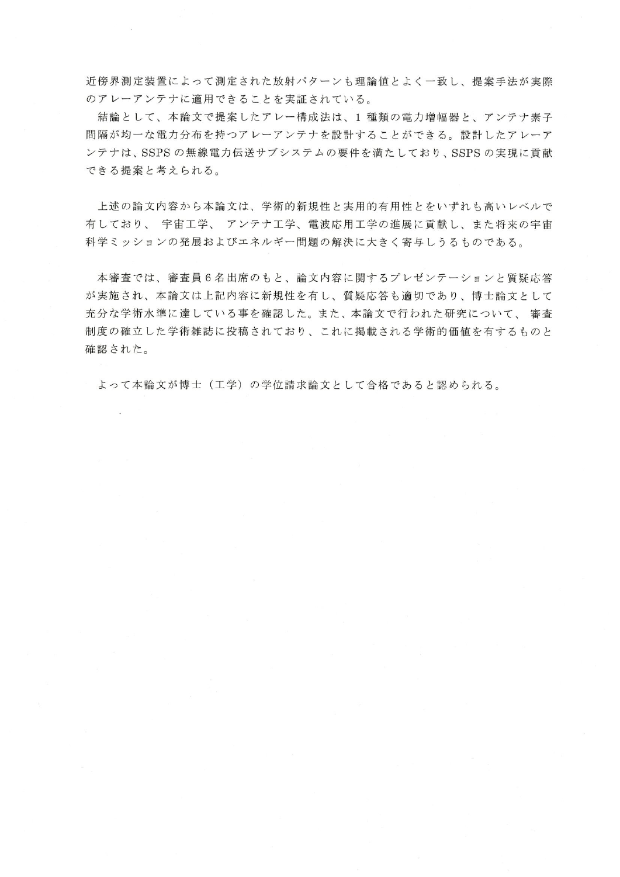近傍界測定装置によって測定された放射パターンも理論値とよく一致し、提案手法が実際のアレーアンテナに適用できることを実証されている。

結論として、本論文で提案したアレー構成法は、1 種類の電力増幅器と、アンテナ素子間隔が均一な電力分布を持つアレーアンテナを設計することができる。設計したアレーアンテナは、SSPS の無線電力伝送サブシステムの要件を満たしており、SSPS の実現に貢献できる提案と考えられる。

上述の論文内容から本論文は、学術的新規性と実用的有用性とをいずれも高いレベルで有しており、宇宙工学、アンテナ工学、電波応用工学の進展に貢献し、また将来の宇宙科学ミッションの発展およびエネルギー問題の解決に大きく寄与しうるものである。

本審査では、審査員 6 名出席のもと、論文内容に関するプレゼンテーションと質疑応答が実施され、本論文は上記内容に新規性を有し、質疑応答も適切であり、博士論文として充分な学術水準に達している事を確認した。また、本論文で行われた研究について、審査制度の確立した学術雑誌に投稿されており、これに掲載される学術的価値を有するものと確認された。

よって本論文が博士（工学）の学位請求論文として合格であると認められる。